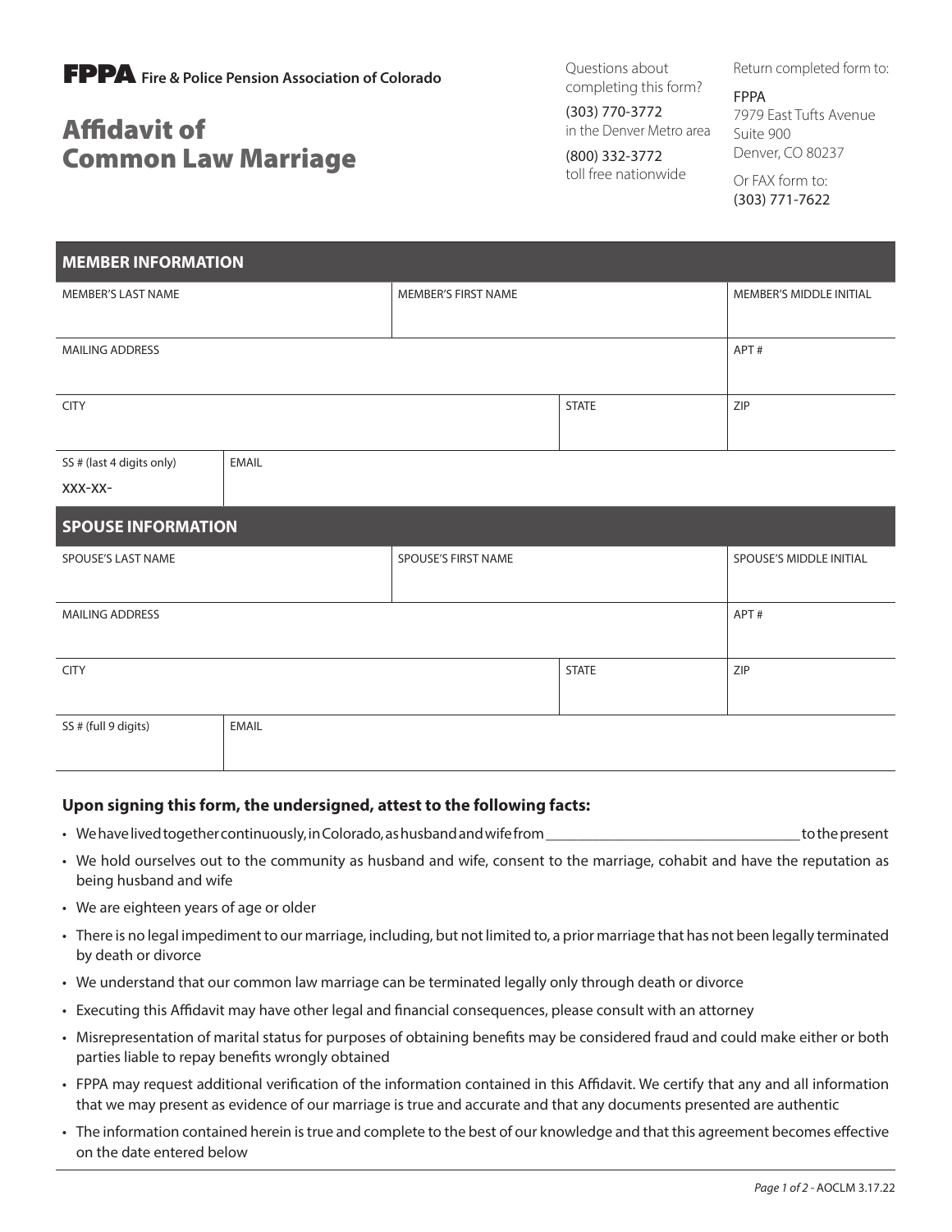**FPPA** Fire & Police Pension Association of Colorado

# Affidavit of Common Law Marriage

Questions about completing this form?

(303) 770-3772 in the Denver Metro area

(800) 332-3772 toll free nationwide

Return completed form to:

FPPA
7979 East Tufts Avenue
Suite 900
Denver, CO 80237

Or FAX form to:
(303) 771-7622

## MEMBER INFORMATION

| MEMBER'S LAST NAME | MEMBER'S FIRST NAME | MEMBER'S MIDDLE INITIAL |
|---|---|---|
| | | |

| MAILING ADDRESS | APT # |
|---|---|
| | |

| CITY | STATE | ZIP |
|---|---|---|
| | | |

| SS # (last 4 digits only) | EMAIL |
|---|---|
| XXX-XX- | |

## SPOUSE INFORMATION

| SPOUSE'S LAST NAME | SPOUSE'S FIRST NAME | SPOUSE'S MIDDLE INITIAL |
|---|---|---|
| | | |

| MAILING ADDRESS | APT # |
|---|---|
| | |

| CITY | STATE | ZIP |
|---|---|---|
| | | |

| SS # (full 9 digits) | EMAIL |
|---|---|
| | |

**Upon signing this form, the undersigned, attest to the following facts:**

- We have lived together continuously, in Colorado, as husband and wife from ________________________________ to the present
- We hold ourselves out to the community as husband and wife, consent to the marriage, cohabit and have the reputation as being husband and wife
- We are eighteen years of age or older
- There is no legal impediment to our marriage, including, but not limited to, a prior marriage that has not been legally terminated by death or divorce
- We understand that our common law marriage can be terminated legally only through death or divorce
- Executing this Affidavit may have other legal and financial consequences, please consult with an attorney
- Misrepresentation of marital status for purposes of obtaining benefits may be considered fraud and could make either or both parties liable to repay benefits wrongly obtained
- FPPA may request additional verification of the information contained in this Affidavit. We certify that any and all information that we may present as evidence of our marriage is true and accurate and that any documents presented are authentic
- The information contained herein is true and complete to the best of our knowledge and that this agreement becomes effective on the date entered below

AOCLM 3.17.22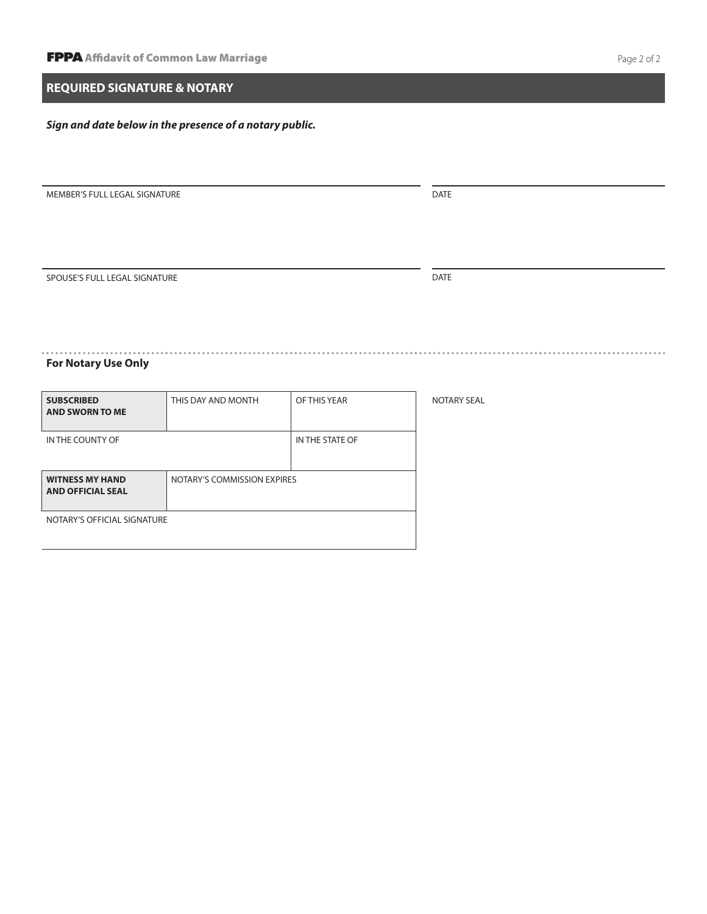## REQUIRED SIGNATURE & NOTARY

***Sign and date below in the presence of a notary public.***

MEMBER'S FULL LEGAL SIGNATURE

DATE

SPOUSE'S FULL LEGAL SIGNATURE

DATE

### For Notary Use Only

| | | |
|---|---|---|
| **SUBSCRIBED AND SWORN TO ME** | THIS DAY AND MONTH | OF THIS YEAR |
| IN THE COUNTY OF | | IN THE STATE OF |
| **WITNESS MY HAND AND OFFICIAL SEAL** | NOTARY'S COMMISSION EXPIRES | |
| NOTARY'S OFFICIAL SIGNATURE | | |

NOTARY SEAL